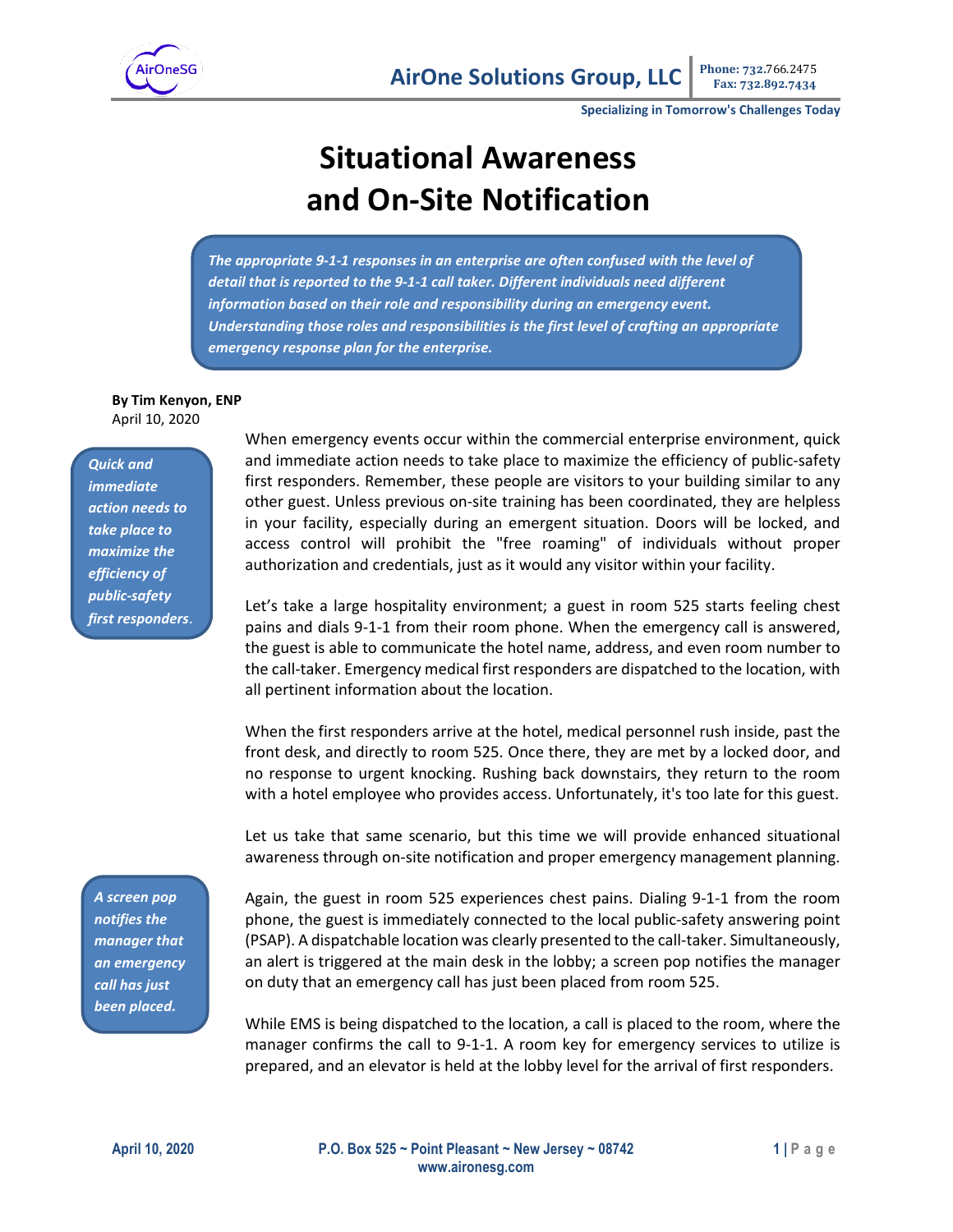AirOne Solutions Group, LLC

Phone: 732.766.2475
Fax: 732.892.7434

Specializing in Tomorrow's Challenges Today

# Situational Awareness and On-Site Notification

***The appropriate 9-1-1 responses in an enterprise are often confused with the level of detail that is reported to the 9-1-1 call taker. Different individuals need different information based on their role and responsibility during an emergency event. Understanding those roles and responsibilities is the first level of crafting an appropriate emergency response plan for the enterprise.***

**By Tim Kenyon, ENP**
April 10, 2020

***Quick and immediate action needs to take place to maximize the efficiency of public-safety first responders.***

When emergency events occur within the commercial enterprise environment, quick and immediate action needs to take place to maximize the efficiency of public-safety first responders. Remember, these people are visitors to your building similar to any other guest. Unless previous on-site training has been coordinated, they are helpless in your facility, especially during an emergent situation. Doors will be locked, and access control will prohibit the "free roaming" of individuals without proper authorization and credentials, just as it would any visitor within your facility.

Let's take a large hospitality environment; a guest in room 525 starts feeling chest pains and dials 9-1-1 from their room phone. When the emergency call is answered, the guest is able to communicate the hotel name, address, and even room number to the call-taker. Emergency medical first responders are dispatched to the location, with all pertinent information about the location.

When the first responders arrive at the hotel, medical personnel rush inside, past the front desk, and directly to room 525. Once there, they are met by a locked door, and no response to urgent knocking. Rushing back downstairs, they return to the room with a hotel employee who provides access. Unfortunately, it's too late for this guest.

Let us take that same scenario, but this time we will provide enhanced situational awareness through on-site notification and proper emergency management planning.

***A screen pop notifies the manager that an emergency call has just been placed.***

Again, the guest in room 525 experiences chest pains. Dialing 9-1-1 from the room phone, the guest is immediately connected to the local public-safety answering point (PSAP). A dispatchable location was clearly presented to the call-taker. Simultaneously, an alert is triggered at the main desk in the lobby; a screen pop notifies the manager on duty that an emergency call has just been placed from room 525.

While EMS is being dispatched to the location, a call is placed to the room, where the manager confirms the call to 9-1-1. A room key for emergency services to utilize is prepared, and an elevator is held at the lobby level for the arrival of first responders.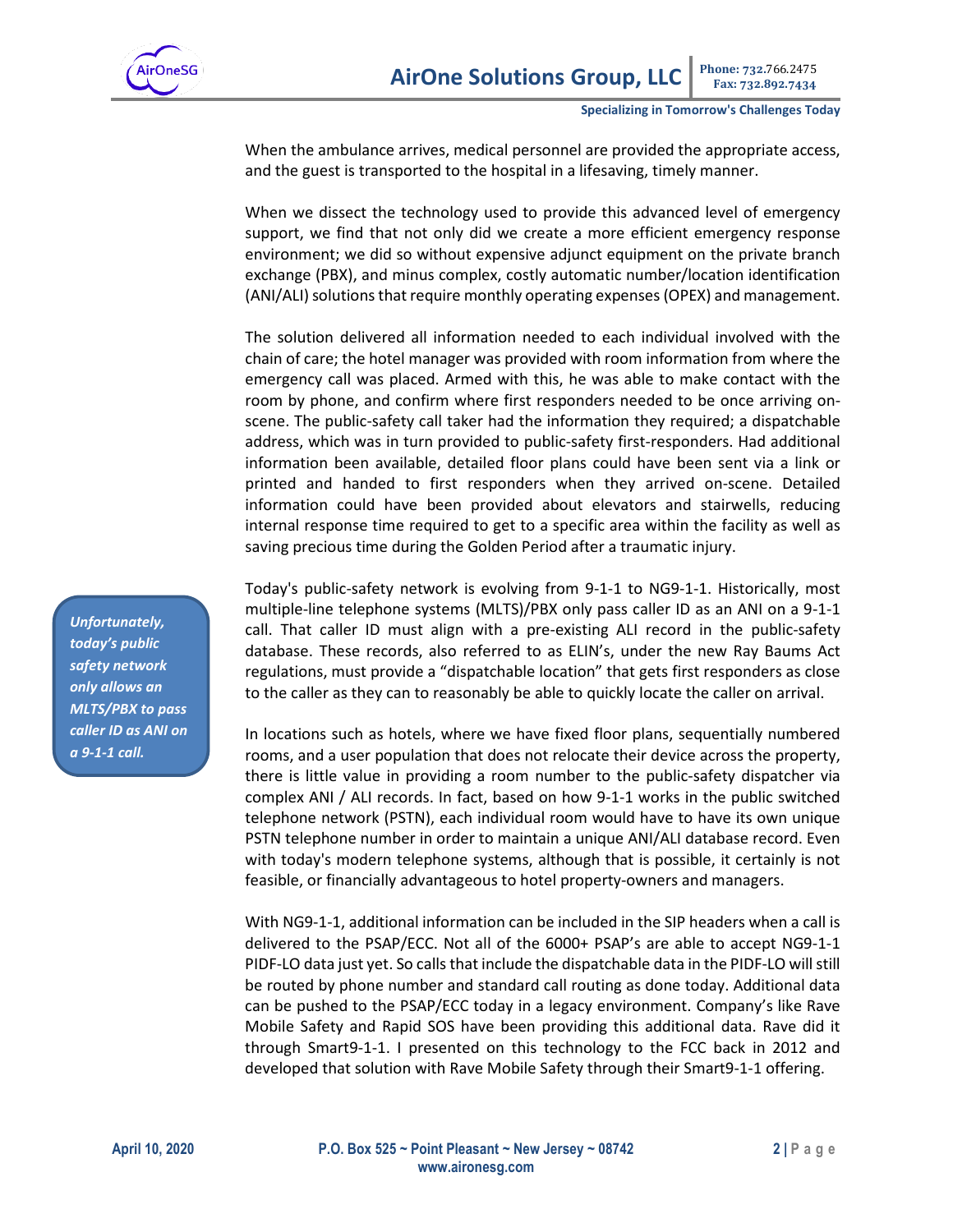When the ambulance arrives, medical personnel are provided the appropriate access, and the guest is transported to the hospital in a lifesaving, timely manner.

When we dissect the technology used to provide this advanced level of emergency support, we find that not only did we create a more efficient emergency response environment; we did so without expensive adjunct equipment on the private branch exchange (PBX), and minus complex, costly automatic number/location identification (ANI/ALI) solutions that require monthly operating expenses (OPEX) and management.

The solution delivered all information needed to each individual involved with the chain of care; the hotel manager was provided with room information from where the emergency call was placed. Armed with this, he was able to make contact with the room by phone, and confirm where first responders needed to be once arriving on-scene. The public-safety call taker had the information they required; a dispatchable address, which was in turn provided to public-safety first-responders. Had additional information been available, detailed floor plans could have been sent via a link or printed and handed to first responders when they arrived on-scene. Detailed information could have been provided about elevators and stairwells, reducing internal response time required to get to a specific area within the facility as well as saving precious time during the Golden Period after a traumatic injury.

> ***Unfortunately, today's public safety network only allows an MLTS/PBX to pass caller ID as ANI on a 9-1-1 call.***

Today's public-safety network is evolving from 9-1-1 to NG9-1-1. Historically, most multiple-line telephone systems (MLTS)/PBX only pass caller ID as an ANI on a 9-1-1 call. That caller ID must align with a pre-existing ALI record in the public-safety database. These records, also referred to as ELIN's, under the new Ray Baums Act regulations, must provide a "dispatchable location" that gets first responders as close to the caller as they can to reasonably be able to quickly locate the caller on arrival.

In locations such as hotels, where we have fixed floor plans, sequentially numbered rooms, and a user population that does not relocate their device across the property, there is little value in providing a room number to the public-safety dispatcher via complex ANI / ALI records. In fact, based on how 9-1-1 works in the public switched telephone network (PSTN), each individual room would have to have its own unique PSTN telephone number in order to maintain a unique ANI/ALI database record. Even with today's modern telephone systems, although that is possible, it certainly is not feasible, or financially advantageous to hotel property-owners and managers.

With NG9-1-1, additional information can be included in the SIP headers when a call is delivered to the PSAP/ECC. Not all of the 6000+ PSAP's are able to accept NG9-1-1 PIDF-LO data just yet. So calls that include the dispatchable data in the PIDF-LO will still be routed by phone number and standard call routing as done today. Additional data can be pushed to the PSAP/ECC today in a legacy environment. Company's like Rave Mobile Safety and Rapid SOS have been providing this additional data. Rave did it through Smart9-1-1. I presented on this technology to the FCC back in 2012 and developed that solution with Rave Mobile Safety through their Smart9-1-1 offering.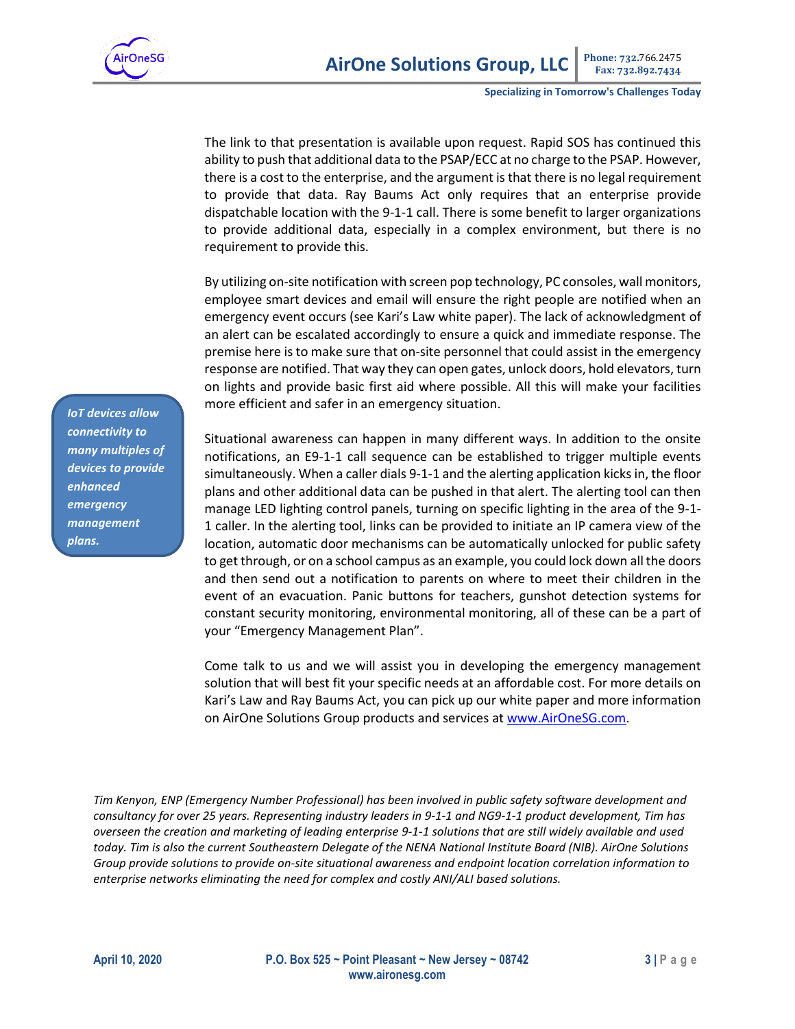The link to that presentation is available upon request. Rapid SOS has continued this ability to push that additional data to the PSAP/ECC at no charge to the PSAP. However, there is a cost to the enterprise, and the argument is that there is no legal requirement to provide that data. Ray Baums Act only requires that an enterprise provide dispatchable location with the 9-1-1 call. There is some benefit to larger organizations to provide additional data, especially in a complex environment, but there is no requirement to provide this.

By utilizing on-site notification with screen pop technology, PC consoles, wall monitors, employee smart devices and email will ensure the right people are notified when an emergency event occurs (see Kari's Law white paper). The lack of acknowledgment of an alert can be escalated accordingly to ensure a quick and immediate response. The premise here is to make sure that on-site personnel that could assist in the emergency response are notified. That way they can open gates, unlock doors, hold elevators, turn on lights and provide basic first aid where possible. All this will make your facilities more efficient and safer in an emergency situation.

> ***IoT devices allow connectivity to many multiples of devices to provide enhanced emergency management plans.***

Situational awareness can happen in many different ways. In addition to the onsite notifications, an E9-1-1 call sequence can be established to trigger multiple events simultaneously. When a caller dials 9-1-1 and the alerting application kicks in, the floor plans and other additional data can be pushed in that alert. The alerting tool can then manage LED lighting control panels, turning on specific lighting in the area of the 9-1-1 caller. In the alerting tool, links can be provided to initiate an IP camera view of the location, automatic door mechanisms can be automatically unlocked for public safety to get through, or on a school campus as an example, you could lock down all the doors and then send out a notification to parents on where to meet their children in the event of an evacuation. Panic buttons for teachers, gunshot detection systems for constant security monitoring, environmental monitoring, all of these can be a part of your "Emergency Management Plan".

Come talk to us and we will assist you in developing the emergency management solution that will best fit your specific needs at an affordable cost. For more details on Kari's Law and Ray Baums Act, you can pick up our white paper and more information on AirOne Solutions Group products and services at [www.AirOneSG.com](http://www.AirOneSG.com).

*Tim Kenyon, ENP (Emergency Number Professional) has been involved in public safety software development and consultancy for over 25 years. Representing industry leaders in 9-1-1 and NG9-1-1 product development, Tim has overseen the creation and marketing of leading enterprise 9-1-1 solutions that are still widely available and used today. Tim is also the current Southeastern Delegate of the NENA National Institute Board (NIB). AirOne Solutions Group provide solutions to provide on-site situational awareness and endpoint location correlation information to enterprise networks eliminating the need for complex and costly ANI/ALI based solutions.*